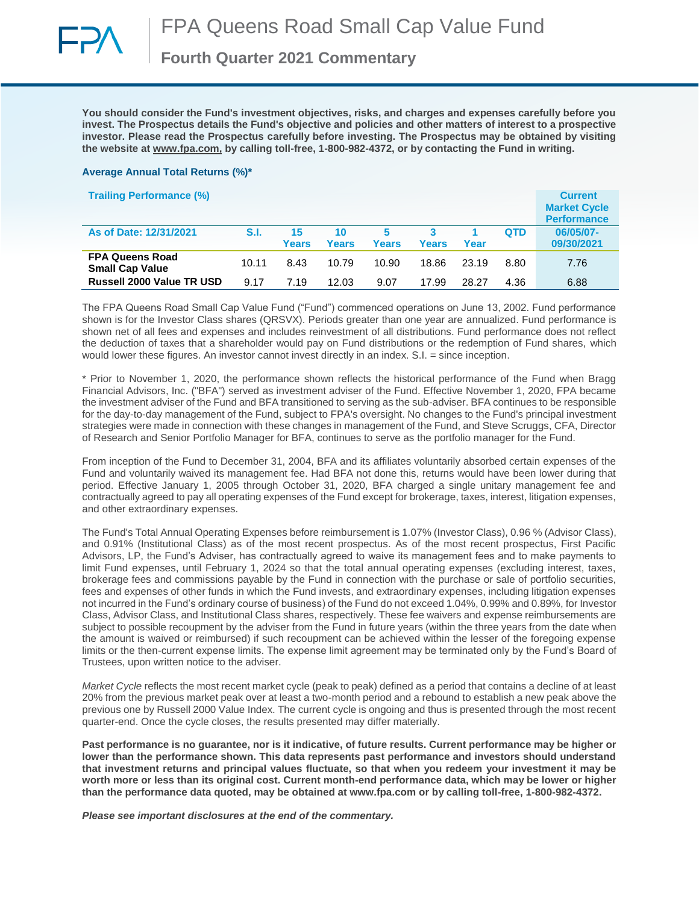# FPA Queens Road Small Cap Value Fund

## Fourth Quarter 2021 Commentary

**You should consider the Fund's investment objectives, risks, and charges and expenses carefully before you invest. The Prospectus details the Fund's objective and policies and other matters of interest to a prospective investor. Please read the Prospectus carefully before investing. The Prospectus may be obtained by visiting the website at www.fpa.com, by calling toll-free, 1-800-982-4372, or by contacting the Fund in writing.**

**Average Annual Total Returns (%)***

| Trailing Performance (%) | | | | | | | | Current Market Cycle Performance |
|---|---|---|---|---|---|---|---|---|
| As of Date: 12/31/2021 | S.I. | 15 Years | 10 Years | 5 Years | 3 Years | 1 Year | QTD | 06/05/07-09/30/2021 |
| FPA Queens Road Small Cap Value | 10.11 | 8.43 | 10.79 | 10.90 | 18.86 | 23.19 | 8.80 | 7.76 |
| Russell 2000 Value TR USD | 9.17 | 7.19 | 12.03 | 9.07 | 17.99 | 28.27 | 4.36 | 6.88 |

The FPA Queens Road Small Cap Value Fund ("Fund") commenced operations on June 13, 2002. Fund performance shown is for the Investor Class shares (QRSVX). Periods greater than one year are annualized. Fund performance is shown net of all fees and expenses and includes reinvestment of all distributions. Fund performance does not reflect the deduction of taxes that a shareholder would pay on Fund distributions or the redemption of Fund shares, which would lower these figures. An investor cannot invest directly in an index. S.I. = since inception.

* Prior to November 1, 2020, the performance shown reflects the historical performance of the Fund when Bragg Financial Advisors, Inc. ("BFA") served as investment adviser of the Fund. Effective November 1, 2020, FPA became the investment adviser of the Fund and BFA transitioned to serving as the sub-adviser. BFA continues to be responsible for the day-to-day management of the Fund, subject to FPA's oversight. No changes to the Fund's principal investment strategies were made in connection with these changes in management of the Fund, and Steve Scruggs, CFA, Director of Research and Senior Portfolio Manager for BFA, continues to serve as the portfolio manager for the Fund.

From inception of the Fund to December 31, 2004, BFA and its affiliates voluntarily absorbed certain expenses of the Fund and voluntarily waived its management fee. Had BFA not done this, returns would have been lower during that period. Effective January 1, 2005 through October 31, 2020, BFA charged a single unitary management fee and contractually agreed to pay all operating expenses of the Fund except for brokerage, taxes, interest, litigation expenses, and other extraordinary expenses.

The Fund's Total Annual Operating Expenses before reimbursement is 1.07% (Investor Class), 0.96 % (Advisor Class), and 0.91% (Institutional Class) as of the most recent prospectus. As of the most recent prospectus, First Pacific Advisors, LP, the Fund's Adviser, has contractually agreed to waive its management fees and to make payments to limit Fund expenses, until February 1, 2024 so that the total annual operating expenses (excluding interest, taxes, brokerage fees and commissions payable by the Fund in connection with the purchase or sale of portfolio securities, fees and expenses of other funds in which the Fund invests, and extraordinary expenses, including litigation expenses not incurred in the Fund's ordinary course of business) of the Fund do not exceed 1.04%, 0.99% and 0.89%, for Investor Class, Advisor Class, and Institutional Class shares, respectively. These fee waivers and expense reimbursements are subject to possible recoupment by the adviser from the Fund in future years (within the three years from the date when the amount is waived or reimbursed) if such recoupment can be achieved within the lesser of the foregoing expense limits or the then-current expense limits. The expense limit agreement may be terminated only by the Fund's Board of Trustees, upon written notice to the adviser.

*Market Cycle* reflects the most recent market cycle (peak to peak) defined as a period that contains a decline of at least 20% from the previous market peak over at least a two-month period and a rebound to establish a new peak above the previous one by Russell 2000 Value Index. The current cycle is ongoing and thus is presented through the most recent quarter-end. Once the cycle closes, the results presented may differ materially.

**Past performance is no guarantee, nor is it indicative, of future results. Current performance may be higher or lower than the performance shown. This data represents past performance and investors should understand that investment returns and principal values fluctuate, so that when you redeem your investment it may be worth more or less than its original cost. Current month-end performance data, which may be lower or higher than the performance data quoted, may be obtained at www.fpa.com or by calling toll-free, 1-800-982-4372.**

***Please see important disclosures at the end of the commentary.***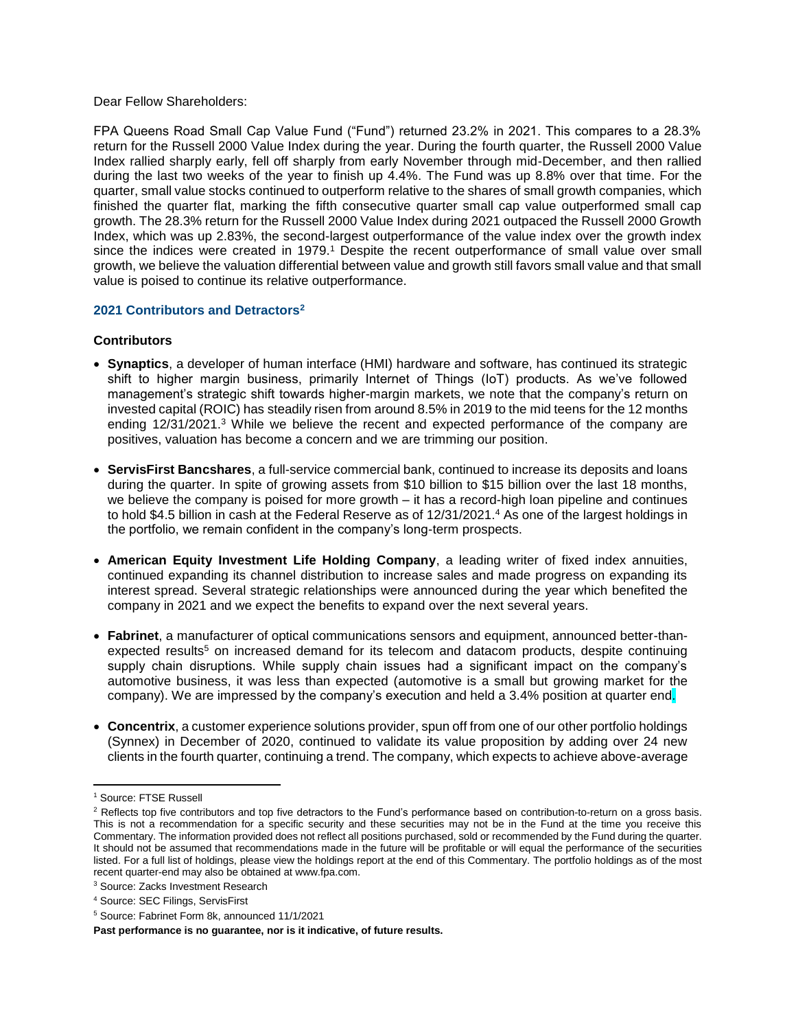Dear Fellow Shareholders:

FPA Queens Road Small Cap Value Fund ("Fund") returned 23.2% in 2021. This compares to a 28.3% return for the Russell 2000 Value Index during the year. During the fourth quarter, the Russell 2000 Value Index rallied sharply early, fell off sharply from early November through mid-December, and then rallied during the last two weeks of the year to finish up 4.4%. The Fund was up 8.8% over that time. For the quarter, small value stocks continued to outperform relative to the shares of small growth companies, which finished the quarter flat, marking the fifth consecutive quarter small cap value outperformed small cap growth. The 28.3% return for the Russell 2000 Value Index during 2021 outpaced the Russell 2000 Growth Index, which was up 2.83%, the second-largest outperformance of the value index over the growth index since the indices were created in 1979.[1] Despite the recent outperformance of small value over small growth, we believe the valuation differential between value and growth still favors small value and that small value is poised to continue its relative outperformance.

## 2021 Contributors and Detractors[2]

### Contributors

- **Synaptics**, a developer of human interface (HMI) hardware and software, has continued its strategic shift to higher margin business, primarily Internet of Things (IoT) products. As we've followed management's strategic shift towards higher-margin markets, we note that the company's return on invested capital (ROIC) has steadily risen from around 8.5% in 2019 to the mid teens for the 12 months ending 12/31/2021.[3] While we believe the recent and expected performance of the company are positives, valuation has become a concern and we are trimming our position.

- **ServisFirst Bancshares**, a full-service commercial bank, continued to increase its deposits and loans during the quarter. In spite of growing assets from $10 billion to $15 billion over the last 18 months, we believe the company is poised for more growth – it has a record-high loan pipeline and continues to hold $4.5 billion in cash at the Federal Reserve as of 12/31/2021.[4] As one of the largest holdings in the portfolio, we remain confident in the company's long-term prospects.

- **American Equity Investment Life Holding Company**, a leading writer of fixed index annuities, continued expanding its channel distribution to increase sales and made progress on expanding its interest spread. Several strategic relationships were announced during the year which benefited the company in 2021 and we expect the benefits to expand over the next several years.

- **Fabrinet**, a manufacturer of optical communications sensors and equipment, announced better-than-expected results[5] on increased demand for its telecom and datacom products, despite continuing supply chain disruptions. While supply chain issues had a significant impact on the company's automotive business, it was less than expected (automotive is a small but growing market for the company). We are impressed by the company's execution and held a 3.4% position at quarter end.

- **Concentrix**, a customer experience solutions provider, spun off from one of our other portfolio holdings (Synnex) in December of 2020, continued to validate its value proposition by adding over 24 new clients in the fourth quarter, continuing a trend. The company, which expects to achieve above-average

---

[1] Source: FTSE Russell

[2] Reflects top five contributors and top five detractors to the Fund's performance based on contribution-to-return on a gross basis. This is not a recommendation for a specific security and these securities may not be in the Fund at the time you receive this Commentary. The information provided does not reflect all positions purchased, sold or recommended by the Fund during the quarter. It should not be assumed that recommendations made in the future will be profitable or will equal the performance of the securities listed. For a full list of holdings, please view the holdings report at the end of this Commentary. The portfolio holdings as of the most recent quarter-end may also be obtained at www.fpa.com.

[3] Source: Zacks Investment Research

[4] Source: SEC Filings, ServisFirst

[5] Source: Fabrinet Form 8k, announced 11/1/2021

**Past performance is no guarantee, nor is it indicative, of future results.**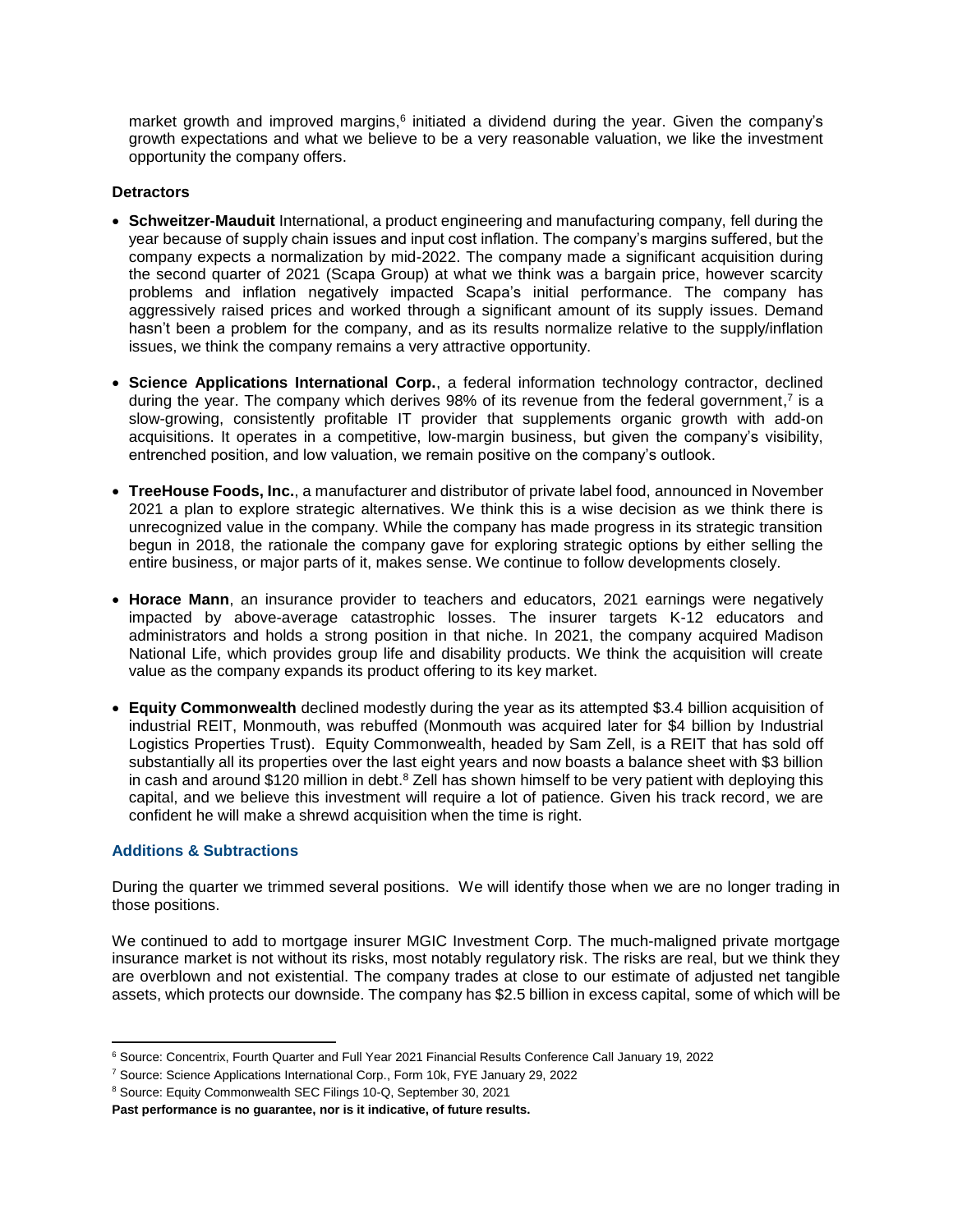market growth and improved margins,[6] initiated a dividend during the year. Given the company's growth expectations and what we believe to be a very reasonable valuation, we like the investment opportunity the company offers.

**Detractors**

- **Schweitzer-Mauduit** International, a product engineering and manufacturing company, fell during the year because of supply chain issues and input cost inflation. The company's margins suffered, but the company expects a normalization by mid-2022. The company made a significant acquisition during the second quarter of 2021 (Scapa Group) at what we think was a bargain price, however scarcity problems and inflation negatively impacted Scapa's initial performance. The company has aggressively raised prices and worked through a significant amount of its supply issues. Demand hasn't been a problem for the company, and as its results normalize relative to the supply/inflation issues, we think the company remains a very attractive opportunity.

- **Science Applications International Corp.**, a federal information technology contractor, declined during the year. The company which derives 98% of its revenue from the federal government,[7] is a slow-growing, consistently profitable IT provider that supplements organic growth with add-on acquisitions. It operates in a competitive, low-margin business, but given the company's visibility, entrenched position, and low valuation, we remain positive on the company's outlook.

- **TreeHouse Foods, Inc.**, a manufacturer and distributor of private label food, announced in November 2021 a plan to explore strategic alternatives. We think this is a wise decision as we think there is unrecognized value in the company. While the company has made progress in its strategic transition begun in 2018, the rationale the company gave for exploring strategic options by either selling the entire business, or major parts of it, makes sense. We continue to follow developments closely.

- **Horace Mann**, an insurance provider to teachers and educators, 2021 earnings were negatively impacted by above-average catastrophic losses. The insurer targets K-12 educators and administrators and holds a strong position in that niche. In 2021, the company acquired Madison National Life, which provides group life and disability products. We think the acquisition will create value as the company expands its product offering to its key market.

- **Equity Commonwealth** declined modestly during the year as its attempted $3.4 billion acquisition of industrial REIT, Monmouth, was rebuffed (Monmouth was acquired later for $4 billion by Industrial Logistics Properties Trust). Equity Commonwealth, headed by Sam Zell, is a REIT that has sold off substantially all its properties over the last eight years and now boasts a balance sheet with $3 billion in cash and around $120 million in debt.[8] Zell has shown himself to be very patient with deploying this capital, and we believe this investment will require a lot of patience. Given his track record, we are confident he will make a shrewd acquisition when the time is right.

### Additions & Subtractions

During the quarter we trimmed several positions. We will identify those when we are no longer trading in those positions.

We continued to add to mortgage insurer MGIC Investment Corp. The much-maligned private mortgage insurance market is not without its risks, most notably regulatory risk. The risks are real, but we think they are overblown and not existential. The company trades at close to our estimate of adjusted net tangible assets, which protects our downside. The company has $2.5 billion in excess capital, some of which will be

---

[6] Source: Concentrix, Fourth Quarter and Full Year 2021 Financial Results Conference Call January 19, 2022

[7] Source: Science Applications International Corp., Form 10k, FYE January 29, 2022

[8] Source: Equity Commonwealth SEC Filings 10-Q, September 30, 2021

**Past performance is no guarantee, nor is it indicative, of future results.**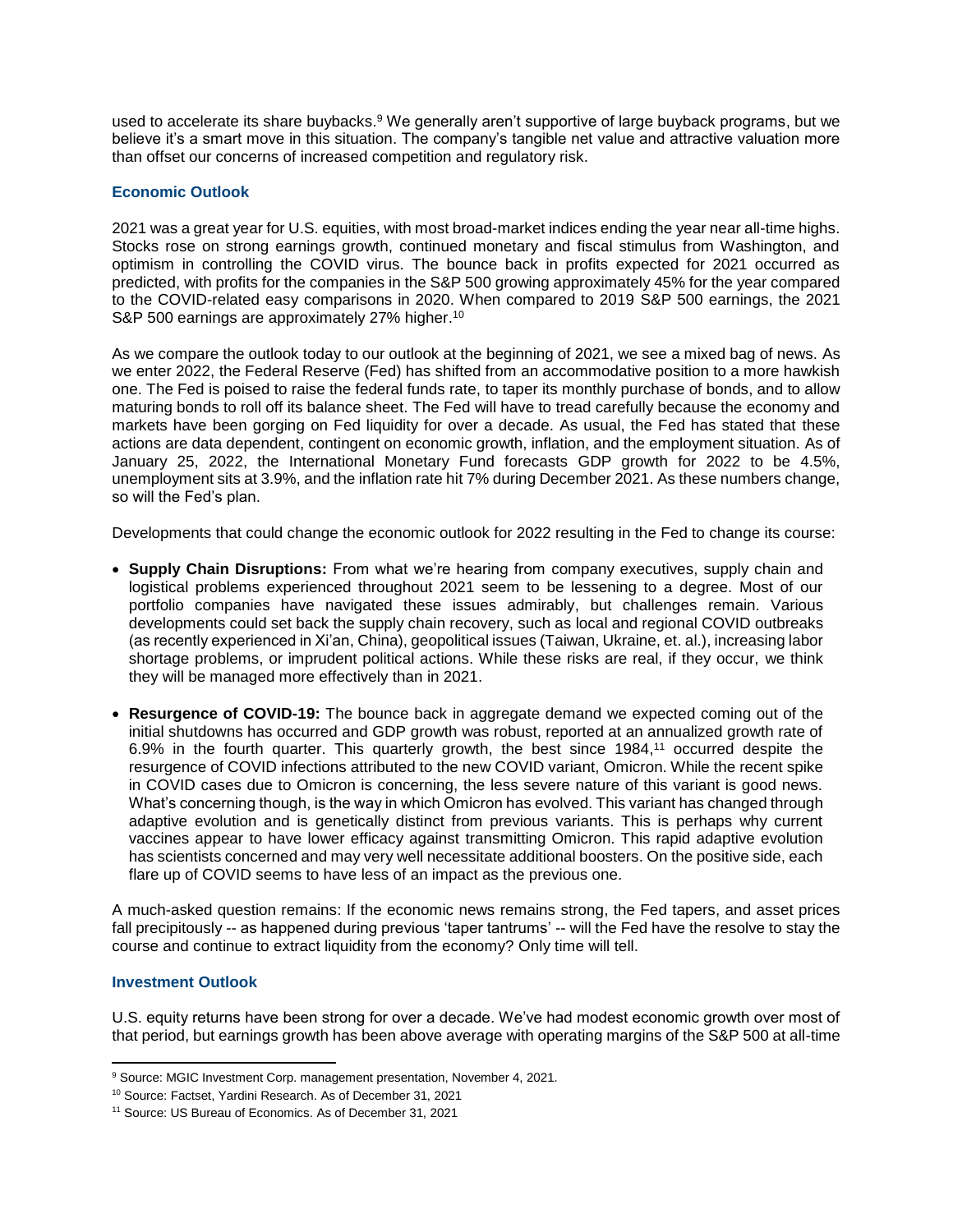used to accelerate its share buybacks.[9] We generally aren't supportive of large buyback programs, but we believe it's a smart move in this situation. The company's tangible net value and attractive valuation more than offset our concerns of increased competition and regulatory risk.

### Economic Outlook

2021 was a great year for U.S. equities, with most broad-market indices ending the year near all-time highs. Stocks rose on strong earnings growth, continued monetary and fiscal stimulus from Washington, and optimism in controlling the COVID virus. The bounce back in profits expected for 2021 occurred as predicted, with profits for the companies in the S&P 500 growing approximately 45% for the year compared to the COVID-related easy comparisons in 2020. When compared to 2019 S&P 500 earnings, the 2021 S&P 500 earnings are approximately 27% higher.[10]

As we compare the outlook today to our outlook at the beginning of 2021, we see a mixed bag of news. As we enter 2022, the Federal Reserve (Fed) has shifted from an accommodative position to a more hawkish one. The Fed is poised to raise the federal funds rate, to taper its monthly purchase of bonds, and to allow maturing bonds to roll off its balance sheet. The Fed will have to tread carefully because the economy and markets have been gorging on Fed liquidity for over a decade. As usual, the Fed has stated that these actions are data dependent, contingent on economic growth, inflation, and the employment situation. As of January 25, 2022, the International Monetary Fund forecasts GDP growth for 2022 to be 4.5%, unemployment sits at 3.9%, and the inflation rate hit 7% during December 2021. As these numbers change, so will the Fed's plan.

Developments that could change the economic outlook for 2022 resulting in the Fed to change its course:

- **Supply Chain Disruptions:** From what we're hearing from company executives, supply chain and logistical problems experienced throughout 2021 seem to be lessening to a degree. Most of our portfolio companies have navigated these issues admirably, but challenges remain. Various developments could set back the supply chain recovery, such as local and regional COVID outbreaks (as recently experienced in Xi'an, China), geopolitical issues (Taiwan, Ukraine, et. al.), increasing labor shortage problems, or imprudent political actions. While these risks are real, if they occur, we think they will be managed more effectively than in 2021.
- **Resurgence of COVID-19:** The bounce back in aggregate demand we expected coming out of the initial shutdowns has occurred and GDP growth was robust, reported at an annualized growth rate of 6.9% in the fourth quarter. This quarterly growth, the best since 1984,[11] occurred despite the resurgence of COVID infections attributed to the new COVID variant, Omicron. While the recent spike in COVID cases due to Omicron is concerning, the less severe nature of this variant is good news. What's concerning though, is the way in which Omicron has evolved. This variant has changed through adaptive evolution and is genetically distinct from previous variants. This is perhaps why current vaccines appear to have lower efficacy against transmitting Omicron. This rapid adaptive evolution has scientists concerned and may very well necessitate additional boosters. On the positive side, each flare up of COVID seems to have less of an impact as the previous one.

A much-asked question remains: If the economic news remains strong, the Fed tapers, and asset prices fall precipitously -- as happened during previous 'taper tantrums' -- will the Fed have the resolve to stay the course and continue to extract liquidity from the economy? Only time will tell.

### Investment Outlook

U.S. equity returns have been strong for over a decade. We've had modest economic growth over most of that period, but earnings growth has been above average with operating margins of the S&P 500 at all-time

---

[9] Source: MGIC Investment Corp. management presentation, November 4, 2021.

[10] Source: Factset, Yardini Research. As of December 31, 2021

[11] Source: US Bureau of Economics. As of December 31, 2021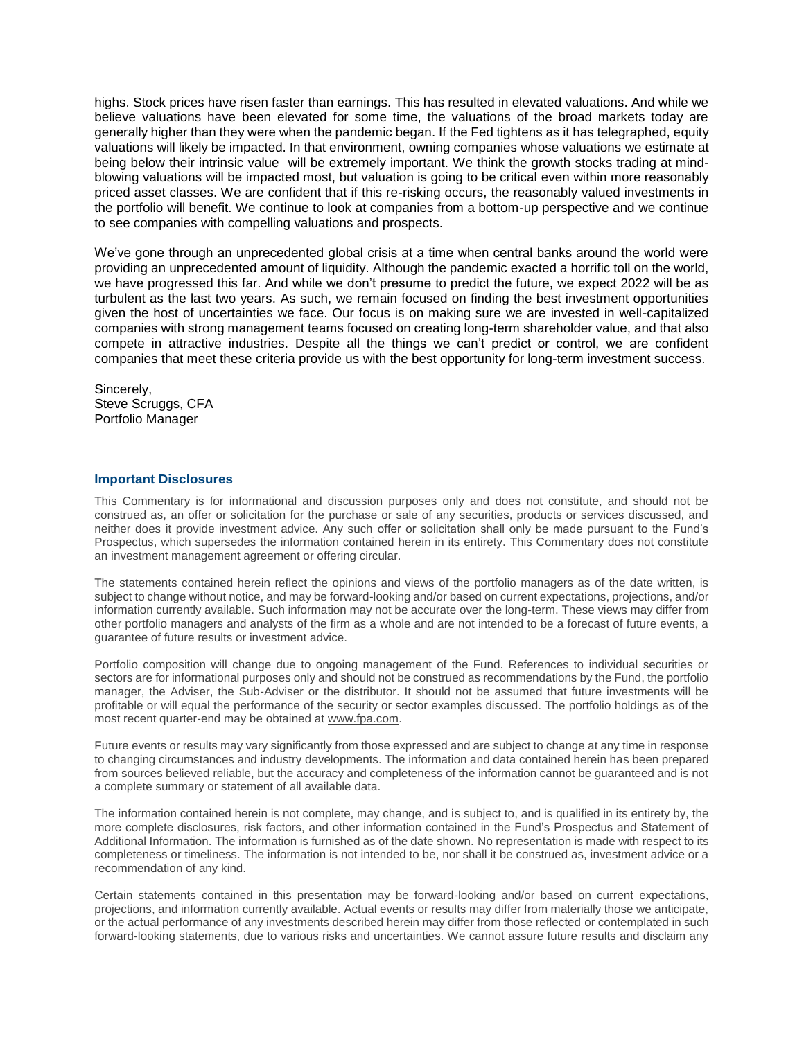highs. Stock prices have risen faster than earnings. This has resulted in elevated valuations. And while we believe valuations have been elevated for some time, the valuations of the broad markets today are generally higher than they were when the pandemic began. If the Fed tightens as it has telegraphed, equity valuations will likely be impacted. In that environment, owning companies whose valuations we estimate at being below their intrinsic value will be extremely important. We think the growth stocks trading at mind-blowing valuations will be impacted most, but valuation is going to be critical even within more reasonably priced asset classes. We are confident that if this re-risking occurs, the reasonably valued investments in the portfolio will benefit. We continue to look at companies from a bottom-up perspective and we continue to see companies with compelling valuations and prospects.

We've gone through an unprecedented global crisis at a time when central banks around the world were providing an unprecedented amount of liquidity. Although the pandemic exacted a horrific toll on the world, we have progressed this far. And while we don't presume to predict the future, we expect 2022 will be as turbulent as the last two years. As such, we remain focused on finding the best investment opportunities given the host of uncertainties we face. Our focus is on making sure we are invested in well-capitalized companies with strong management teams focused on creating long-term shareholder value, and that also compete in attractive industries. Despite all the things we can't predict or control, we are confident companies that meet these criteria provide us with the best opportunity for long-term investment success.

Sincerely,
Steve Scruggs, CFA
Portfolio Manager

### Important Disclosures

This Commentary is for informational and discussion purposes only and does not constitute, and should not be construed as, an offer or solicitation for the purchase or sale of any securities, products or services discussed, and neither does it provide investment advice. Any such offer or solicitation shall only be made pursuant to the Fund's Prospectus, which supersedes the information contained herein in its entirety. This Commentary does not constitute an investment management agreement or offering circular.

The statements contained herein reflect the opinions and views of the portfolio managers as of the date written, is subject to change without notice, and may be forward-looking and/or based on current expectations, projections, and/or information currently available. Such information may not be accurate over the long-term. These views may differ from other portfolio managers and analysts of the firm as a whole and are not intended to be a forecast of future events, a guarantee of future results or investment advice.

Portfolio composition will change due to ongoing management of the Fund. References to individual securities or sectors are for informational purposes only and should not be construed as recommendations by the Fund, the portfolio manager, the Adviser, the Sub-Adviser or the distributor. It should not be assumed that future investments will be profitable or will equal the performance of the security or sector examples discussed. The portfolio holdings as of the most recent quarter-end may be obtained at www.fpa.com.

Future events or results may vary significantly from those expressed and are subject to change at any time in response to changing circumstances and industry developments. The information and data contained herein has been prepared from sources believed reliable, but the accuracy and completeness of the information cannot be guaranteed and is not a complete summary or statement of all available data.

The information contained herein is not complete, may change, and is subject to, and is qualified in its entirety by, the more complete disclosures, risk factors, and other information contained in the Fund's Prospectus and Statement of Additional Information. The information is furnished as of the date shown. No representation is made with respect to its completeness or timeliness. The information is not intended to be, nor shall it be construed as, investment advice or a recommendation of any kind.

Certain statements contained in this presentation may be forward-looking and/or based on current expectations, projections, and information currently available. Actual events or results may differ from materially those we anticipate, or the actual performance of any investments described herein may differ from those reflected or contemplated in such forward-looking statements, due to various risks and uncertainties. We cannot assure future results and disclaim any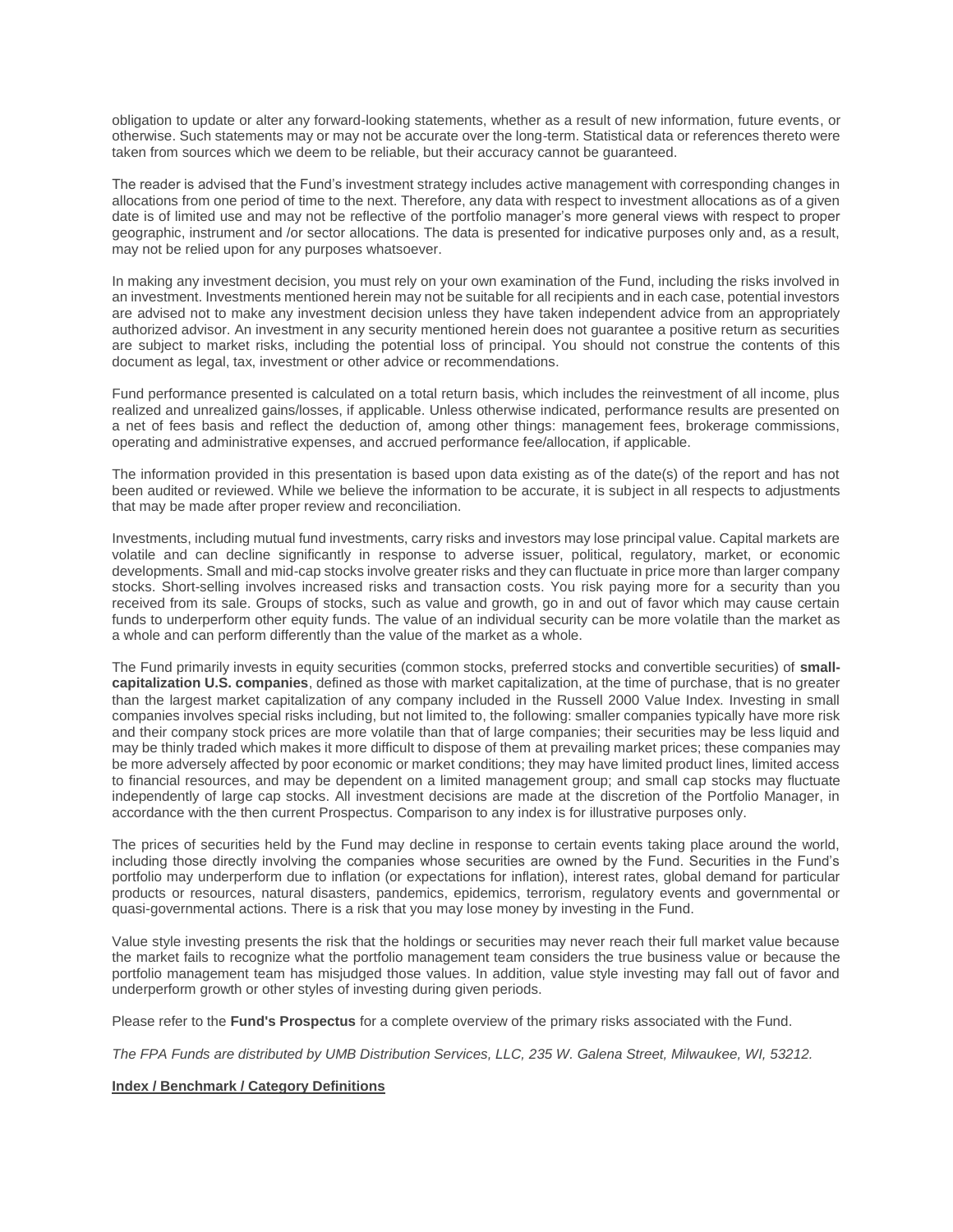obligation to update or alter any forward-looking statements, whether as a result of new information, future events, or otherwise. Such statements may or may not be accurate over the long-term. Statistical data or references thereto were taken from sources which we deem to be reliable, but their accuracy cannot be guaranteed.

The reader is advised that the Fund's investment strategy includes active management with corresponding changes in allocations from one period of time to the next. Therefore, any data with respect to investment allocations as of a given date is of limited use and may not be reflective of the portfolio manager's more general views with respect to proper geographic, instrument and /or sector allocations. The data is presented for indicative purposes only and, as a result, may not be relied upon for any purposes whatsoever.

In making any investment decision, you must rely on your own examination of the Fund, including the risks involved in an investment. Investments mentioned herein may not be suitable for all recipients and in each case, potential investors are advised not to make any investment decision unless they have taken independent advice from an appropriately authorized advisor. An investment in any security mentioned herein does not guarantee a positive return as securities are subject to market risks, including the potential loss of principal. You should not construe the contents of this document as legal, tax, investment or other advice or recommendations.

Fund performance presented is calculated on a total return basis, which includes the reinvestment of all income, plus realized and unrealized gains/losses, if applicable. Unless otherwise indicated, performance results are presented on a net of fees basis and reflect the deduction of, among other things: management fees, brokerage commissions, operating and administrative expenses, and accrued performance fee/allocation, if applicable.

The information provided in this presentation is based upon data existing as of the date(s) of the report and has not been audited or reviewed. While we believe the information to be accurate, it is subject in all respects to adjustments that may be made after proper review and reconciliation.

Investments, including mutual fund investments, carry risks and investors may lose principal value. Capital markets are volatile and can decline significantly in response to adverse issuer, political, regulatory, market, or economic developments. Small and mid-cap stocks involve greater risks and they can fluctuate in price more than larger company stocks. Short-selling involves increased risks and transaction costs. You risk paying more for a security than you received from its sale. Groups of stocks, such as value and growth, go in and out of favor which may cause certain funds to underperform other equity funds. The value of an individual security can be more volatile than the market as a whole and can perform differently than the value of the market as a whole.

The Fund primarily invests in equity securities (common stocks, preferred stocks and convertible securities) of **small-capitalization U.S. companies**, defined as those with market capitalization, at the time of purchase, that is no greater than the largest market capitalization of any company included in the Russell 2000 Value Index. Investing in small companies involves special risks including, but not limited to, the following: smaller companies typically have more risk and their company stock prices are more volatile than that of large companies; their securities may be less liquid and may be thinly traded which makes it more difficult to dispose of them at prevailing market prices; these companies may be more adversely affected by poor economic or market conditions; they may have limited product lines, limited access to financial resources, and may be dependent on a limited management group; and small cap stocks may fluctuate independently of large cap stocks. All investment decisions are made at the discretion of the Portfolio Manager, in accordance with the then current Prospectus. Comparison to any index is for illustrative purposes only.

The prices of securities held by the Fund may decline in response to certain events taking place around the world, including those directly involving the companies whose securities are owned by the Fund. Securities in the Fund's portfolio may underperform due to inflation (or expectations for inflation), interest rates, global demand for particular products or resources, natural disasters, pandemics, epidemics, terrorism, regulatory events and governmental or quasi-governmental actions. There is a risk that you may lose money by investing in the Fund.

Value style investing presents the risk that the holdings or securities may never reach their full market value because the market fails to recognize what the portfolio management team considers the true business value or because the portfolio management team has misjudged those values. In addition, value style investing may fall out of favor and underperform growth or other styles of investing during given periods.

Please refer to the **Fund's Prospectus** for a complete overview of the primary risks associated with the Fund.

*The FPA Funds are distributed by UMB Distribution Services, LLC, 235 W. Galena Street, Milwaukee, WI, 53212.*

**Index / Benchmark / Category Definitions**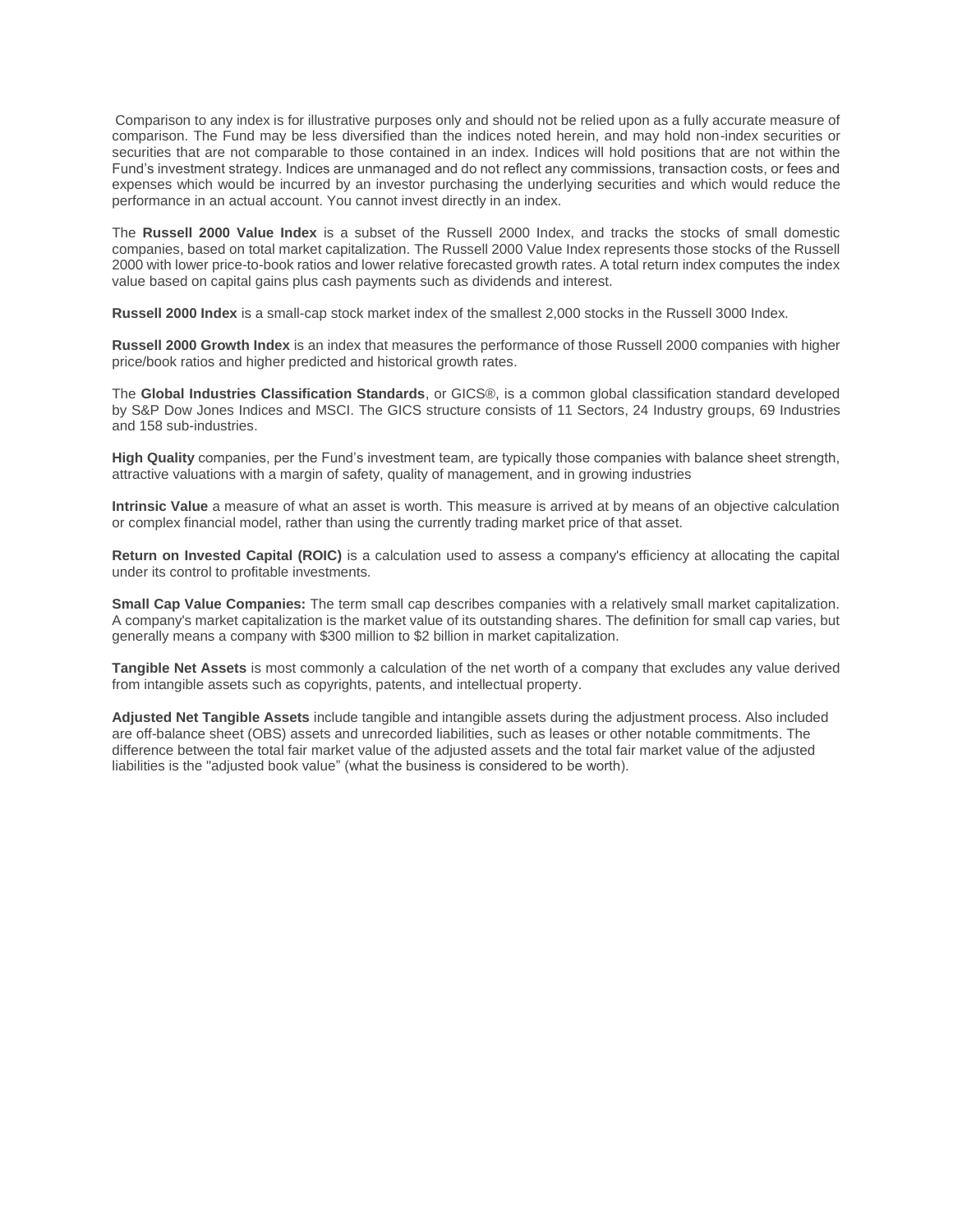Comparison to any index is for illustrative purposes only and should not be relied upon as a fully accurate measure of comparison. The Fund may be less diversified than the indices noted herein, and may hold non-index securities or securities that are not comparable to those contained in an index. Indices will hold positions that are not within the Fund's investment strategy. Indices are unmanaged and do not reflect any commissions, transaction costs, or fees and expenses which would be incurred by an investor purchasing the underlying securities and which would reduce the performance in an actual account. You cannot invest directly in an index.

The **Russell 2000 Value Index** is a subset of the Russell 2000 Index, and tracks the stocks of small domestic companies, based on total market capitalization. The Russell 2000 Value Index represents those stocks of the Russell 2000 with lower price-to-book ratios and lower relative forecasted growth rates. A total return index computes the index value based on capital gains plus cash payments such as dividends and interest.

**Russell 2000 Index** is a small-cap stock market index of the smallest 2,000 stocks in the Russell 3000 Index.

**Russell 2000 Growth Index** is an index that measures the performance of those Russell 2000 companies with higher price/book ratios and higher predicted and historical growth rates.

The **Global Industries Classification Standards**, or GICS®, is a common global classification standard developed by S&P Dow Jones Indices and MSCI. The GICS structure consists of 11 Sectors, 24 Industry groups, 69 Industries and 158 sub-industries.

**High Quality** companies, per the Fund's investment team, are typically those companies with balance sheet strength, attractive valuations with a margin of safety, quality of management, and in growing industries

**Intrinsic Value** a measure of what an asset is worth. This measure is arrived at by means of an objective calculation or complex financial model, rather than using the currently trading market price of that asset.

**Return on Invested Capital (ROIC)** is a calculation used to assess a company's efficiency at allocating the capital under its control to profitable investments.

**Small Cap Value Companies:** The term small cap describes companies with a relatively small market capitalization. A company's market capitalization is the market value of its outstanding shares. The definition for small cap varies, but generally means a company with $300 million to $2 billion in market capitalization.

**Tangible Net Assets** is most commonly a calculation of the net worth of a company that excludes any value derived from intangible assets such as copyrights, patents, and intellectual property.

**Adjusted Net Tangible Assets** include tangible and intangible assets during the adjustment process. Also included are off-balance sheet (OBS) assets and unrecorded liabilities, such as leases or other notable commitments. The difference between the total fair market value of the adjusted assets and the total fair market value of the adjusted liabilities is the "adjusted book value" (what the business is considered to be worth).